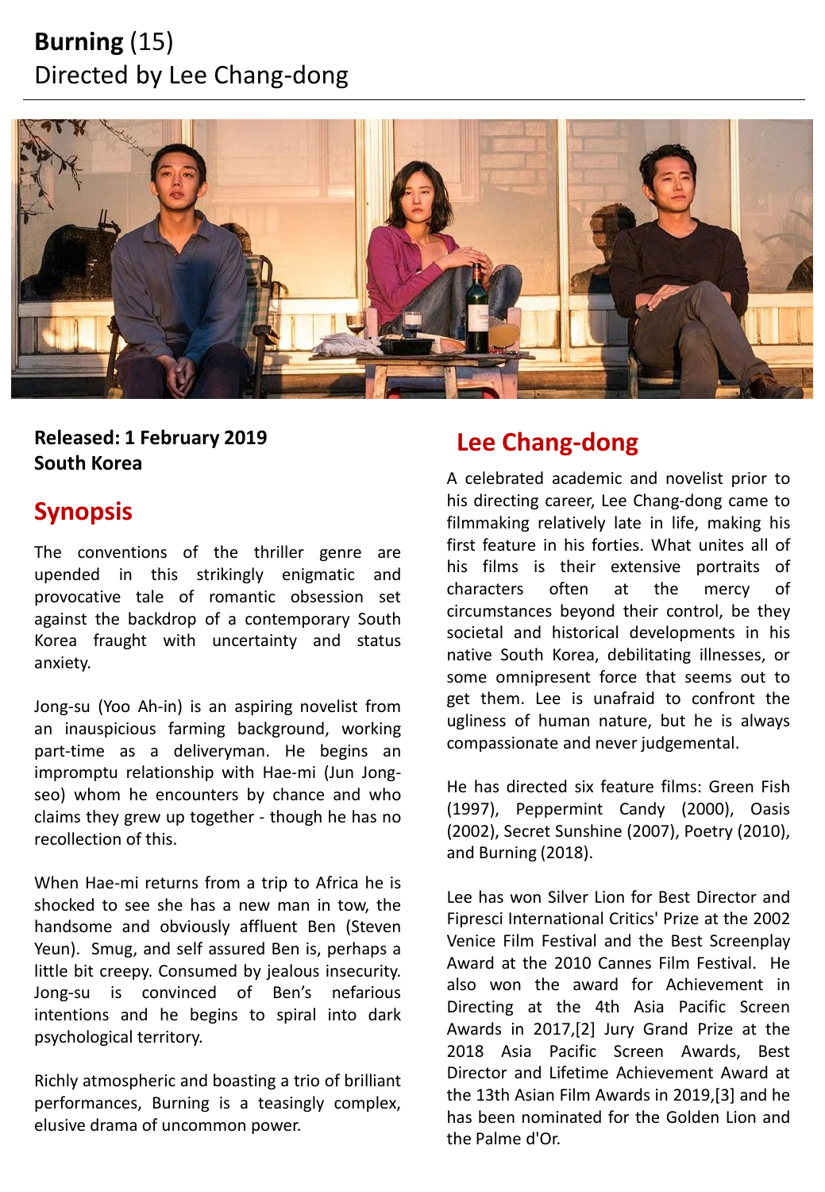# **Burning** (15)

Directed by Lee Chang-dong

**Released: 1 February 2019**
**South Korea**

## Synopsis

The conventions of the thriller genre are upended in this strikingly enigmatic and provocative tale of romantic obsession set against the backdrop of a contemporary South Korea fraught with uncertainty and status anxiety.

Jong-su (Yoo Ah-in) is an aspiring novelist from an inauspicious farming background, working part-time as a deliveryman. He begins an impromptu relationship with Hae-mi (Jun Jong-seo) whom he encounters by chance and who claims they grew up together - though he has no recollection of this.

When Hae-mi returns from a trip to Africa he is shocked to see she has a new man in tow, the handsome and obviously affluent Ben (Steven Yeun). Smug, and self assured Ben is, perhaps a little bit creepy. Consumed by jealous insecurity. Jong-su is convinced of Ben's nefarious intentions and he begins to spiral into dark psychological territory.

Richly atmospheric and boasting a trio of brilliant performances, Burning is a teasingly complex, elusive drama of uncommon power.

## Lee Chang-dong

A celebrated academic and novelist prior to his directing career, Lee Chang-dong came to filmmaking relatively late in life, making his first feature in his forties. What unites all of his films is their extensive portraits of characters often at the mercy of circumstances beyond their control, be they societal and historical developments in his native South Korea, debilitating illnesses, or some omnipresent force that seems out to get them. Lee is unafraid to confront the ugliness of human nature, but he is always compassionate and never judgemental.

He has directed six feature films: Green Fish (1997), Peppermint Candy (2000), Oasis (2002), Secret Sunshine (2007), Poetry (2010), and Burning (2018).

Lee has won Silver Lion for Best Director and Fipresci International Critics' Prize at the 2002 Venice Film Festival and the Best Screenplay Award at the 2010 Cannes Film Festival. He also won the award for Achievement in Directing at the 4th Asia Pacific Screen Awards in 2017,[2] Jury Grand Prize at the 2018 Asia Pacific Screen Awards, Best Director and Lifetime Achievement Award at the 13th Asian Film Awards in 2019,[3] and he has been nominated for the Golden Lion and the Palme d'Or.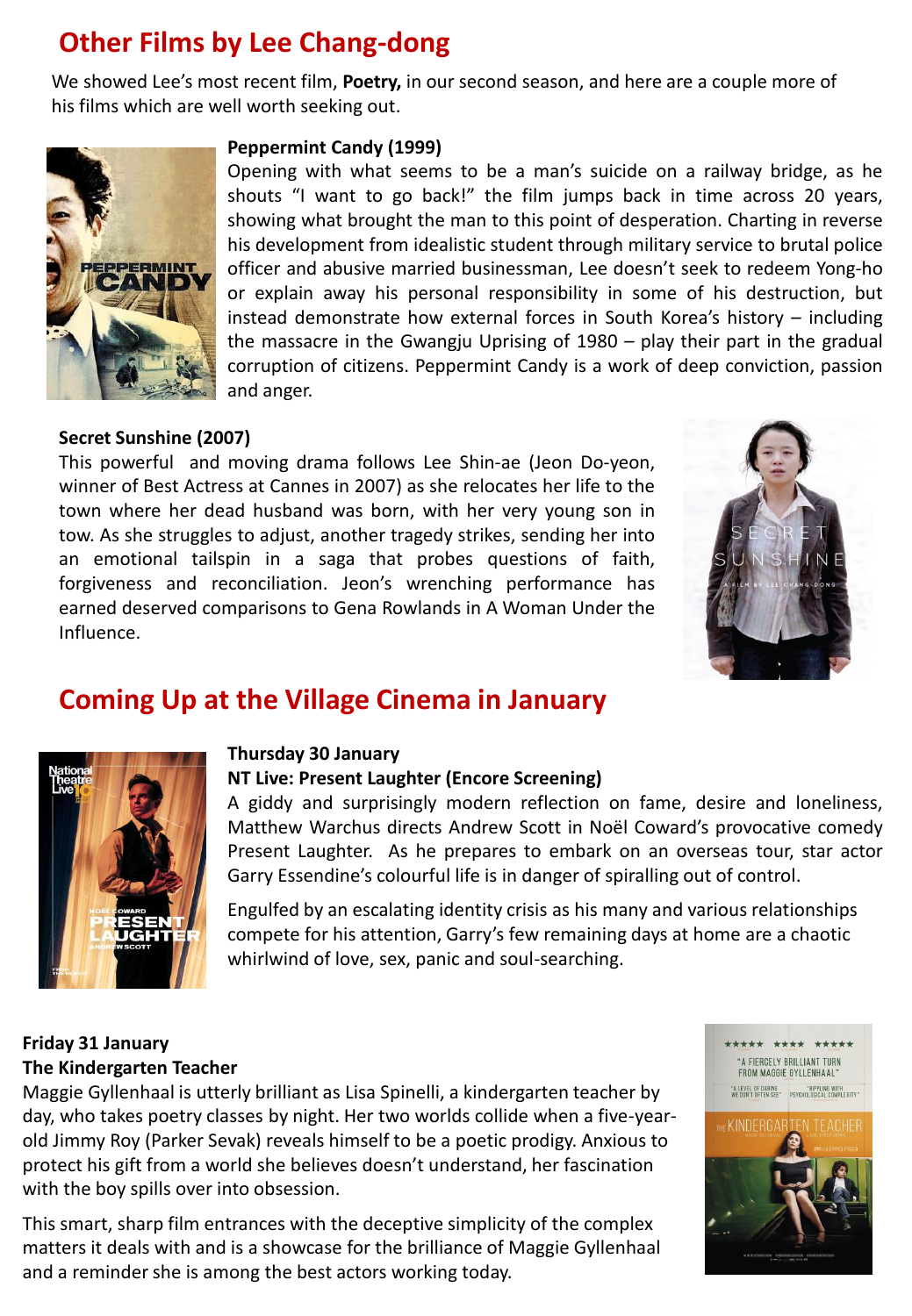## Other Films by Lee Chang-dong

We showed Lee's most recent film, **Poetry,** in our second season, and here are a couple more of his films which are well worth seeking out.

**Peppermint Candy (1999)**

Opening with what seems to be a man's suicide on a railway bridge, as he shouts "I want to go back!" the film jumps back in time across 20 years, showing what brought the man to this point of desperation. Charting in reverse his development from idealistic student through military service to brutal police officer and abusive married businessman, Lee doesn't seek to redeem Yong-ho or explain away his personal responsibility in some of his destruction, but instead demonstrate how external forces in South Korea's history – including the massacre in the Gwangju Uprising of 1980 – play their part in the gradual corruption of citizens. Peppermint Candy is a work of deep conviction, passion and anger.

**Secret Sunshine (2007)**

This powerful and moving drama follows Lee Shin-ae (Jeon Do-yeon, winner of Best Actress at Cannes in 2007) as she relocates her life to the town where her dead husband was born, with her very young son in tow. As she struggles to adjust, another tragedy strikes, sending her into an emotional tailspin in a saga that probes questions of faith, forgiveness and reconciliation. Jeon's wrenching performance has earned deserved comparisons to Gena Rowlands in A Woman Under the Influence.

## Coming Up at the Village Cinema in January

**Thursday 30 January**
**NT Live: Present Laughter (Encore Screening)**

A giddy and surprisingly modern reflection on fame, desire and loneliness, Matthew Warchus directs Andrew Scott in Noël Coward's provocative comedy Present Laughter. As he prepares to embark on an overseas tour, star actor Garry Essendine's colourful life is in danger of spiralling out of control.

Engulfed by an escalating identity crisis as his many and various relationships compete for his attention, Garry's few remaining days at home are a chaotic whirlwind of love, sex, panic and soul-searching.

**Friday 31 January**
**The Kindergarten Teacher**

Maggie Gyllenhaal is utterly brilliant as Lisa Spinelli, a kindergarten teacher by day, who takes poetry classes by night. Her two worlds collide when a five-year-old Jimmy Roy (Parker Sevak) reveals himself to be a poetic prodigy. Anxious to protect his gift from a world she believes doesn't understand, her fascination with the boy spills over into obsession.

This smart, sharp film entrances with the deceptive simplicity of the complex matters it deals with and is a showcase for the brilliance of Maggie Gyllenhaal and a reminder she is among the best actors working today.